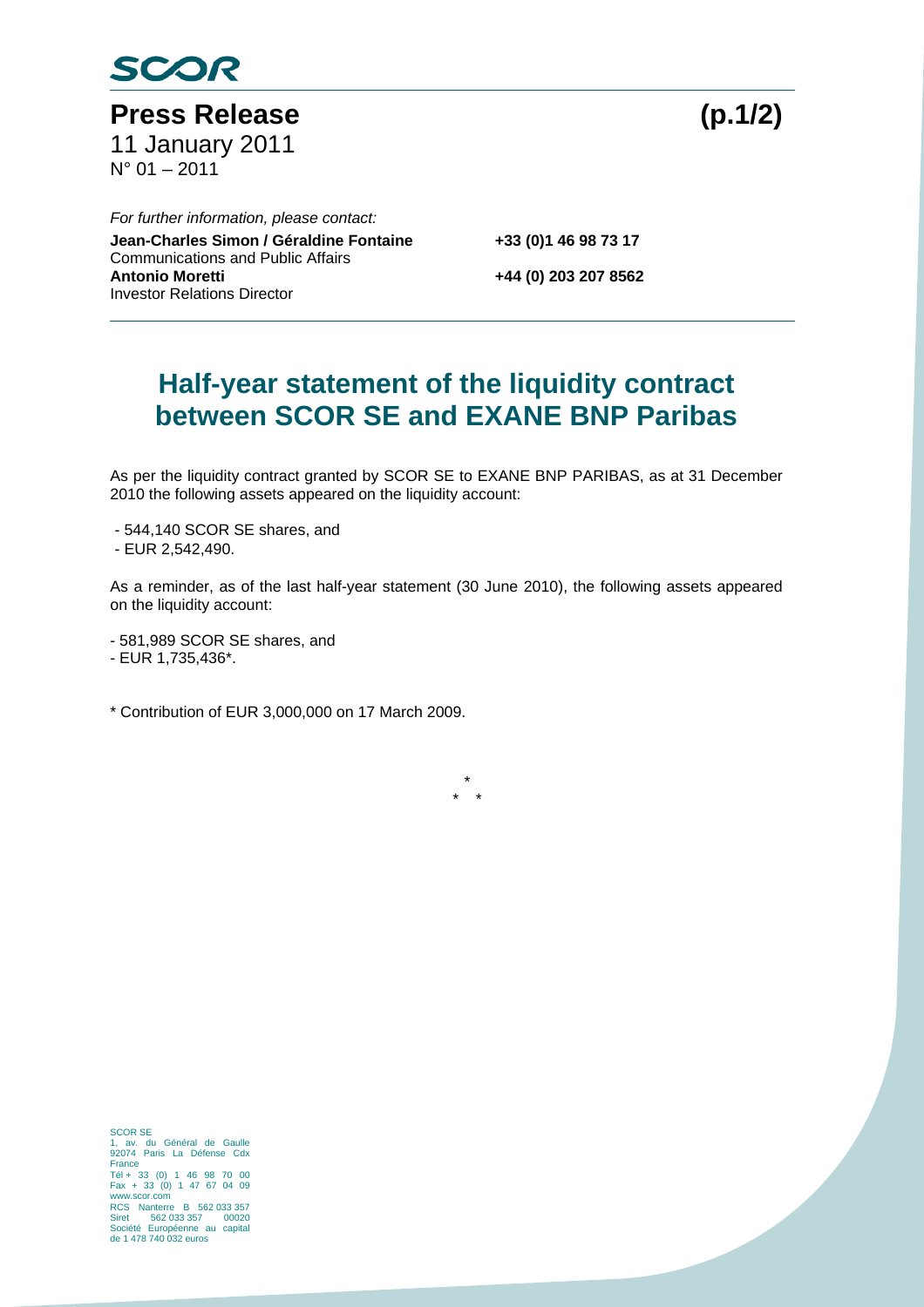SCOR

# Press Release

11 January 2011
N° 01 – 2011

*For further information, please contact:*

**Jean-Charles Simon / Géraldine Fontaine** **+33 (0)1 46 98 73 17**
Communications and Public Affairs
**Antonio Moretti** **+44 (0) 203 207 8562**
Investor Relations Director

## Half-year statement of the liquidity contract between SCOR SE and EXANE BNP Paribas

As per the liquidity contract granted by SCOR SE to EXANE BNP PARIBAS, as at 31 December 2010 the following assets appeared on the liquidity account:

- 544,140 SCOR SE shares, and
- EUR 2,542,490.

As a reminder, as of the last half-year statement (30 June 2010), the following assets appeared on the liquidity account:

- 581,989 SCOR SE shares, and
- EUR 1,735,436*.

\* Contribution of EUR 3,000,000 on 17 March 2009.

\*
\* \*

SCOR SE
1, av. du Général de Gaulle
92074 Paris La Défense Cdx
France
Tél + 33 (0) 1 46 98 70 00
Fax + 33 (0) 1 47 67 04 09
www.scor.com
RCS Nanterre B 562 033 357
Siret 562 033 357 00020
Société Européenne au capital de 1 478 740 032 euros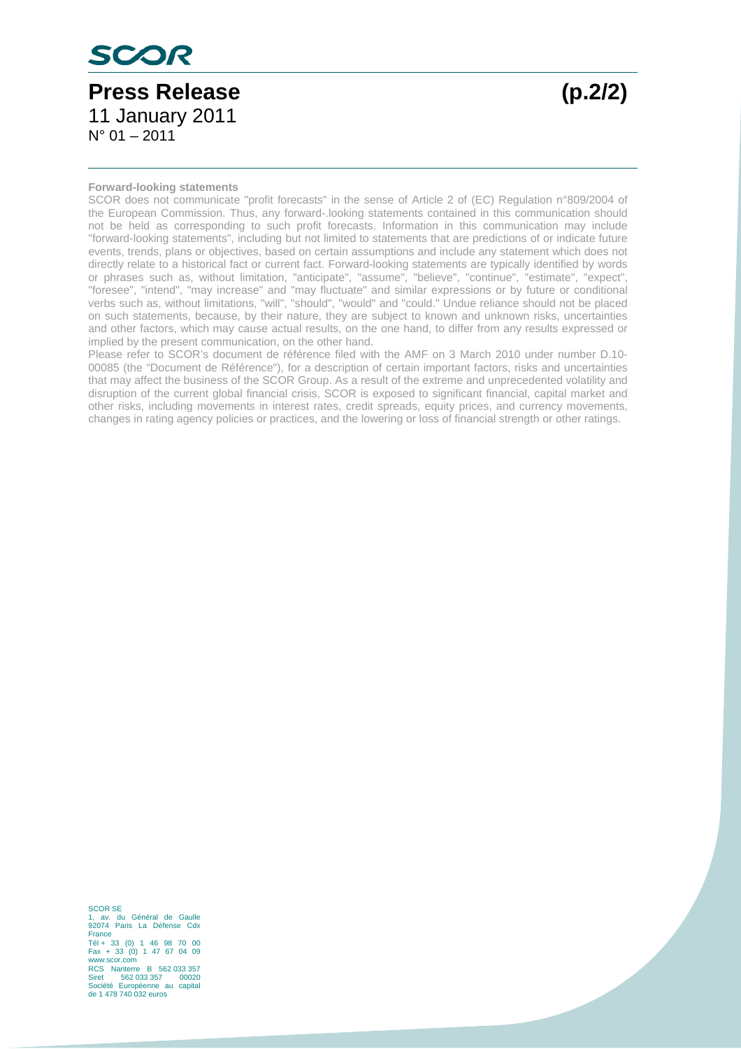**Forward-looking statements**

SCOR does not communicate "profit forecasts" in the sense of Article 2 of (EC) Regulation n°809/2004 of the European Commission. Thus, any forward-.looking statements contained in this communication should not be held as corresponding to such profit forecasts. Information in this communication may include "forward-looking statements", including but not limited to statements that are predictions of or indicate future events, trends, plans or objectives, based on certain assumptions and include any statement which does not directly relate to a historical fact or current fact. Forward-looking statements are typically identified by words or phrases such as, without limitation, "anticipate", "assume", "believe", "continue", "estimate", "expect", "foresee", "intend", "may increase" and "may fluctuate" and similar expressions or by future or conditional verbs such as, without limitations, "will", "should", "would" and "could." Undue reliance should not be placed on such statements, because, by their nature, they are subject to known and unknown risks, uncertainties and other factors, which may cause actual results, on the one hand, to differ from any results expressed or implied by the present communication, on the other hand.

Please refer to SCOR's document de référence filed with the AMF on 3 March 2010 under number D.10-00085 (the "Document de Référence"), for a description of certain important factors, risks and uncertainties that may affect the business of the SCOR Group. As a result of the extreme and unprecedented volatility and disruption of the current global financial crisis, SCOR is exposed to significant financial, capital market and other risks, including movements in interest rates, credit spreads, equity prices, and currency movements, changes in rating agency policies or practices, and the lowering or loss of financial strength or other ratings.

SCOR SE
1, av. du Général de Gaulle
92074 Paris La Défense Cdx
France
Tél + 33 (0) 1 46 98 70 00
Fax + 33 (0) 1 47 67 04 09
www.scor.com
RCS Nanterre B 562 033 357
Siret 562 033 357 00020
Société Européenne au capital de 1 478 740 032 euros